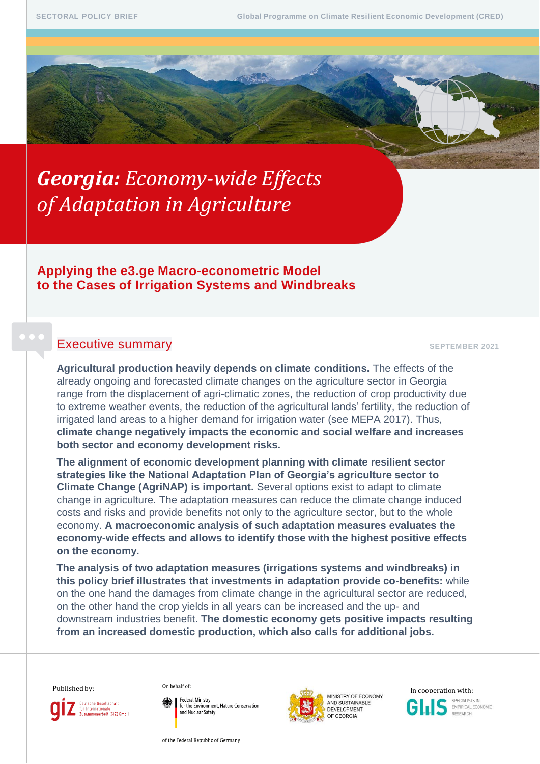SECTORAL POLICY BRIEF

Global Programme on Climate Resilient Economic Development (CRED)

# ***Georgia:*** *Economy-wide Effects of Adaptation in Agriculture*

## Applying the e3.ge Macro-econometric Model to the Cases of Irrigation Systems and Windbreaks

## Executive summary

SEPTEMBER 2021

**Agricultural production heavily depends on climate conditions.** The effects of the already ongoing and forecasted climate changes on the agriculture sector in Georgia range from the displacement of agri-climatic zones, the reduction of crop productivity due to extreme weather events, the reduction of the agricultural lands' fertility, the reduction of irrigated land areas to a higher demand for irrigation water (see MEPA 2017). Thus, **climate change negatively impacts the economic and social welfare and increases both sector and economy development risks.**

**The alignment of economic development planning with climate resilient sector strategies like the National Adaptation Plan of Georgia's agriculture sector to Climate Change (AgriNAP) is important.** Several options exist to adapt to climate change in agriculture. The adaptation measures can reduce the climate change induced costs and risks and provide benefits not only to the agriculture sector, but to the whole economy. **A macroeconomic analysis of such adaptation measures evaluates the economy-wide effects and allows to identify those with the highest positive effects on the economy.**

**The analysis of two adaptation measures (irrigations systems and windbreaks) in this policy brief illustrates that investments in adaptation provide co-benefits:** while on the one hand the damages from climate change in the agricultural sector are reduced, on the other hand the crop yields in all years can be increased and the up- and downstream industries benefit. **The domestic economy gets positive impacts resulting from an increased domestic production, which also calls for additional jobs.**

Published by: Deutsche Gesellschaft für Internationale Zusammenarbeit (GIZ) GmbH

On behalf of: Federal Ministry for the Environment, Nature Conservation and Nuclear Safety of the Federal Republic of Germany

Ministry of Economy and Sustainable Development of Georgia

In cooperation with: GWS – Specialists in Empirical Economic Research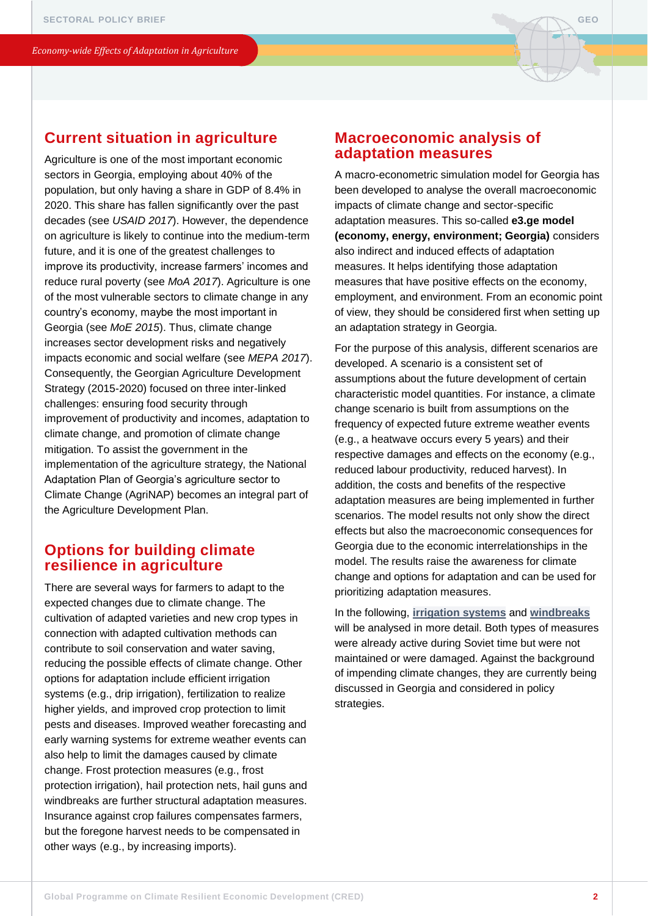## Current situation in agriculture

Agriculture is one of the most important economic sectors in Georgia, employing about 40% of the population, but only having a share in GDP of 8.4% in 2020. This share has fallen significantly over the past decades (see *USAID 2017*). However, the dependence on agriculture is likely to continue into the medium-term future, and it is one of the greatest challenges to improve its productivity, increase farmers' incomes and reduce rural poverty (see *MoA 2017*). Agriculture is one of the most vulnerable sectors to climate change in any country's economy, maybe the most important in Georgia (see *MoE 2015*). Thus, climate change increases sector development risks and negatively impacts economic and social welfare (see *MEPA 2017*). Consequently, the Georgian Agriculture Development Strategy (2015-2020) focused on three inter-linked challenges: ensuring food security through improvement of productivity and incomes, adaptation to climate change, and promotion of climate change mitigation. To assist the government in the implementation of the agriculture strategy, the National Adaptation Plan of Georgia's agriculture sector to Climate Change (AgriNAP) becomes an integral part of the Agriculture Development Plan.

## Options for building climate resilience in agriculture

There are several ways for farmers to adapt to the expected changes due to climate change. The cultivation of adapted varieties and new crop types in connection with adapted cultivation methods can contribute to soil conservation and water saving, reducing the possible effects of climate change. Other options for adaptation include efficient irrigation systems (e.g., drip irrigation), fertilization to realize higher yields, and improved crop protection to limit pests and diseases. Improved weather forecasting and early warning systems for extreme weather events can also help to limit the damages caused by climate change. Frost protection measures (e.g., frost protection irrigation), hail protection nets, hail guns and windbreaks are further structural adaptation measures. Insurance against crop failures compensates farmers, but the foregone harvest needs to be compensated in other ways (e.g., by increasing imports).

## Macroeconomic analysis of adaptation measures

A macro-econometric simulation model for Georgia has been developed to analyse the overall macroeconomic impacts of climate change and sector-specific adaptation measures. This so-called **e3.ge model (economy, energy, environment; Georgia)** considers also indirect and induced effects of adaptation measures. It helps identifying those adaptation measures that have positive effects on the economy, employment, and environment. From an economic point of view, they should be considered first when setting up an adaptation strategy in Georgia.

For the purpose of this analysis, different scenarios are developed. A scenario is a consistent set of assumptions about the future development of certain characteristic model quantities. For instance, a climate change scenario is built from assumptions on the frequency of expected future extreme weather events (e.g., a heatwave occurs every 5 years) and their respective damages and effects on the economy (e.g., reduced labour productivity, reduced harvest). In addition, the costs and benefits of the respective adaptation measures are being implemented in further scenarios. The model results not only show the direct effects but also the macroeconomic consequences for Georgia due to the economic interrelationships in the model. The results raise the awareness for climate change and options for adaptation and can be used for prioritizing adaptation measures.

In the following, **irrigation systems** and **windbreaks** will be analysed in more detail. Both types of measures were already active during Soviet time but were not maintained or were damaged. Against the background of impending climate changes, they are currently being discussed in Georgia and considered in policy strategies.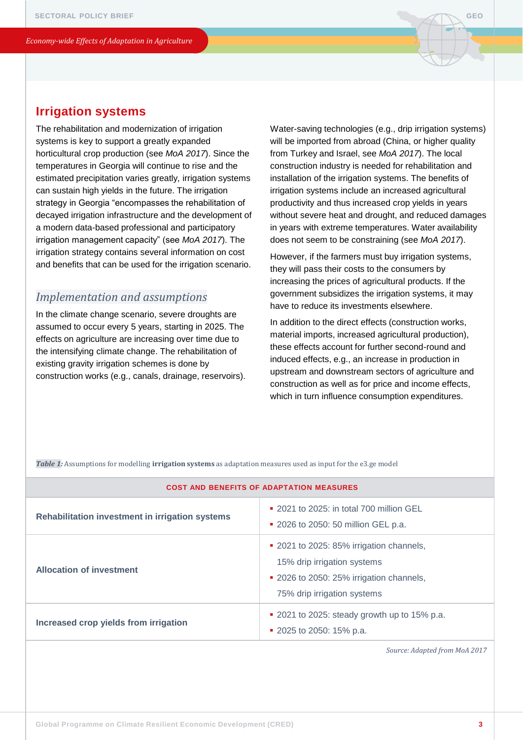## Irrigation systems

The rehabilitation and modernization of irrigation systems is key to support a greatly expanded horticultural crop production (see *MoA 2017*). Since the temperatures in Georgia will continue to rise and the estimated precipitation varies greatly, irrigation systems can sustain high yields in the future. The irrigation strategy in Georgia "encompasses the rehabilitation of decayed irrigation infrastructure and the development of a modern data-based professional and participatory irrigation management capacity" (see *MoA 2017*). The irrigation strategy contains several information on cost and benefits that can be used for the irrigation scenario.

### *Implementation and assumptions*

In the climate change scenario, severe droughts are assumed to occur every 5 years, starting in 2025. The effects on agriculture are increasing over time due to the intensifying climate change. The rehabilitation of existing gravity irrigation schemes is done by construction works (e.g., canals, drainage, reservoirs).

Water-saving technologies (e.g., drip irrigation systems) will be imported from abroad (China, or higher quality from Turkey and Israel, see *MoA 2017*). The local construction industry is needed for rehabilitation and installation of the irrigation systems. The benefits of irrigation systems include an increased agricultural productivity and thus increased crop yields in years without severe heat and drought, and reduced damages in years with extreme temperatures. Water availability does not seem to be constraining (see *MoA 2017*).

However, if the farmers must buy irrigation systems, they will pass their costs to the consumers by increasing the prices of agricultural products. If the government subsidizes the irrigation systems, it may have to reduce its investments elsewhere.

In addition to the direct effects (construction works, material imports, increased agricultural production), these effects account for further second-round and induced effects, e.g., an increase in production in upstream and downstream sectors of agriculture and construction as well as for price and income effects, which in turn influence consumption expenditures.

***Table 1:*** Assumptions for modelling **irrigation systems** as adaptation measures used as input for the e3.ge model

| COST AND BENEFITS OF ADAPTATION MEASURES | |
|---|---|
| **Rehabilitation investment in irrigation systems** | ▪ 2021 to 2025: in total 700 million GEL<br>▪ 2026 to 2050: 50 million GEL p.a. |
| **Allocation of investment** | ▪ 2021 to 2025: 85% irrigation channels, 15% drip irrigation systems<br>▪ 2026 to 2050: 25% irrigation channels, 75% drip irrigation systems |
| **Increased crop yields from irrigation** | ▪ 2021 to 2025: steady growth up to 15% p.a.<br>▪ 2025 to 2050: 15% p.a. |

*Source: Adapted from MoA 2017*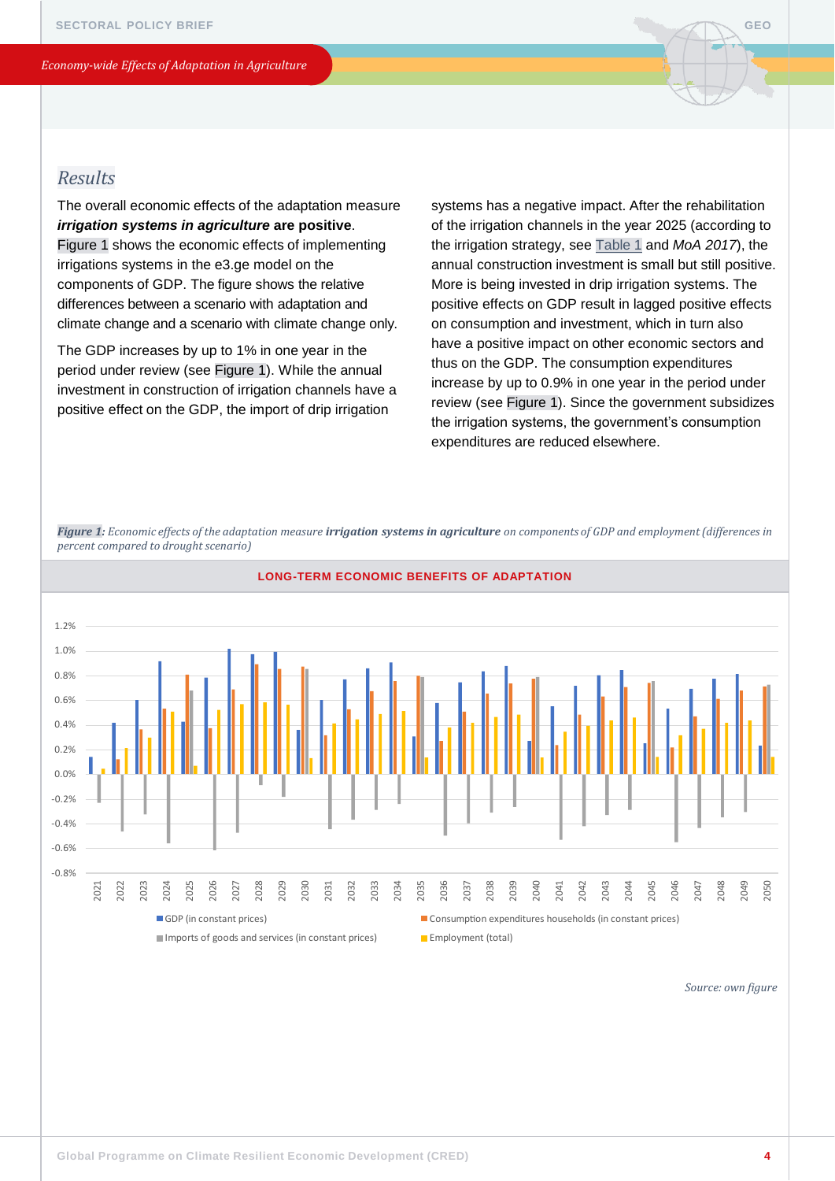## Results

The overall economic effects of the adaptation measure ***irrigation systems in agriculture* are positive**. Figure 1 shows the economic effects of implementing irrigations systems in the e3.ge model on the components of GDP. The figure shows the relative differences between a scenario with adaptation and climate change and a scenario with climate change only.

The GDP increases by up to 1% in one year in the period under review (see Figure 1). While the annual investment in construction of irrigation channels have a positive effect on the GDP, the import of drip irrigation systems has a negative impact. After the rehabilitation of the irrigation channels in the year 2025 (according to the irrigation strategy, see Table 1 and *MoA 2017*), the annual construction investment is small but still positive. More is being invested in drip irrigation systems. The positive effects on GDP result in lagged positive effects on consumption and investment, which in turn also have a positive impact on other economic sectors and thus on the GDP. The consumption expenditures increase by up to 0.9% in one year in the period under review (see Figure 1). Since the government subsidizes the irrigation systems, the government's consumption expenditures are reduced elsewhere.

***Figure 1****: Economic effects of the adaptation measure* ***irrigation systems in agriculture*** *on components of GDP and employment (differences in percent compared to drought scenario)*

**LONG-TERM ECONOMIC BENEFITS OF ADAPTATION**

*Source: own figure*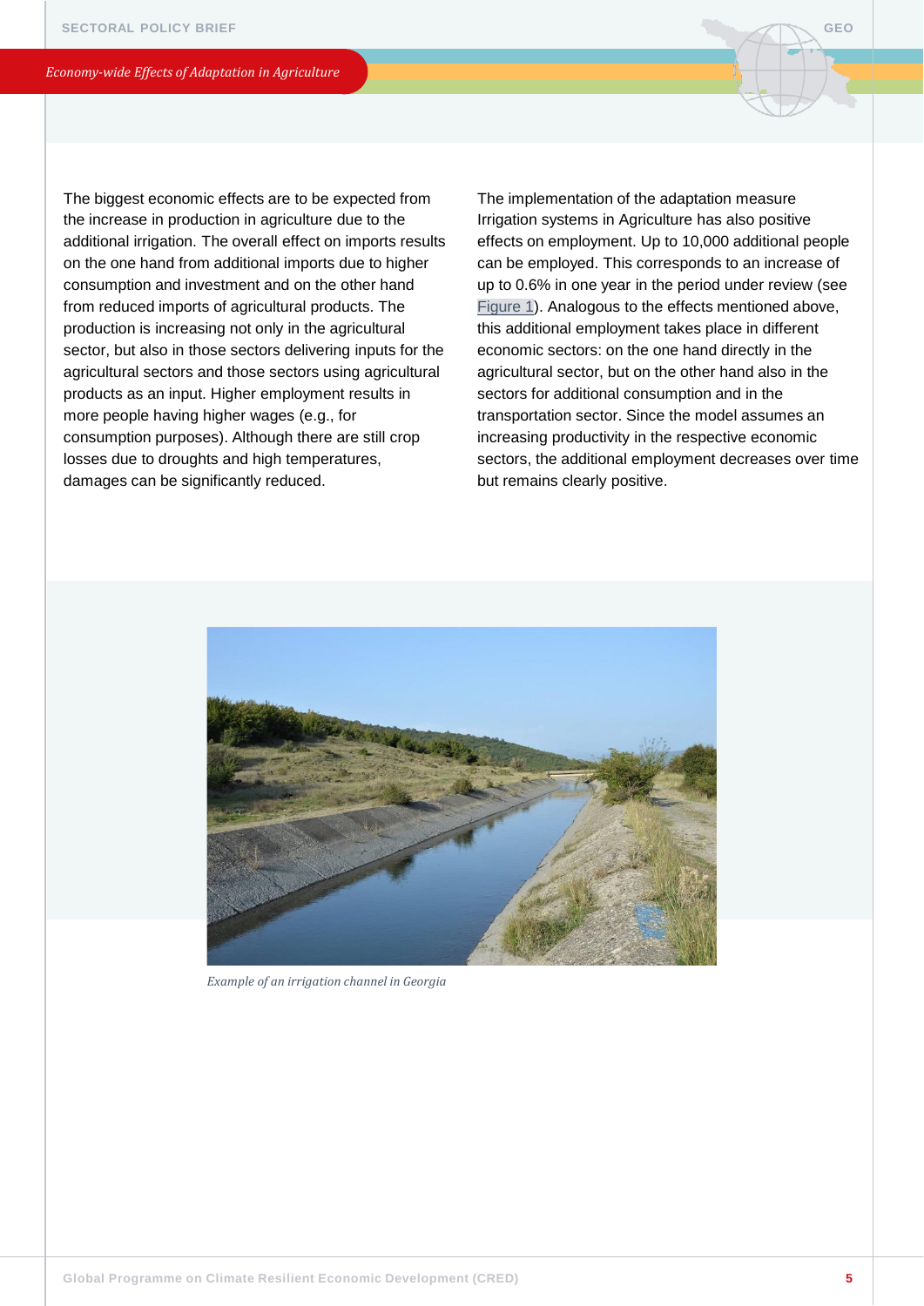The biggest economic effects are to be expected from the increase in production in agriculture due to the additional irrigation. The overall effect on imports results on the one hand from additional imports due to higher consumption and investment and on the other hand from reduced imports of agricultural products. The production is increasing not only in the agricultural sector, but also in those sectors delivering inputs for the agricultural sectors and those sectors using agricultural products as an input. Higher employment results in more people having higher wages (e.g., for consumption purposes). Although there are still crop losses due to droughts and high temperatures, damages can be significantly reduced.

The implementation of the adaptation measure Irrigation systems in Agriculture has also positive effects on employment. Up to 10,000 additional people can be employed. This corresponds to an increase of up to 0.6% in one year in the period under review (see Figure 1). Analogous to the effects mentioned above, this additional employment takes place in different economic sectors: on the one hand directly in the agricultural sector, but on the other hand also in the sectors for additional consumption and in the transportation sector. Since the model assumes an increasing productivity in the respective economic sectors, the additional employment decreases over time but remains clearly positive.

*Example of an irrigation channel in Georgia*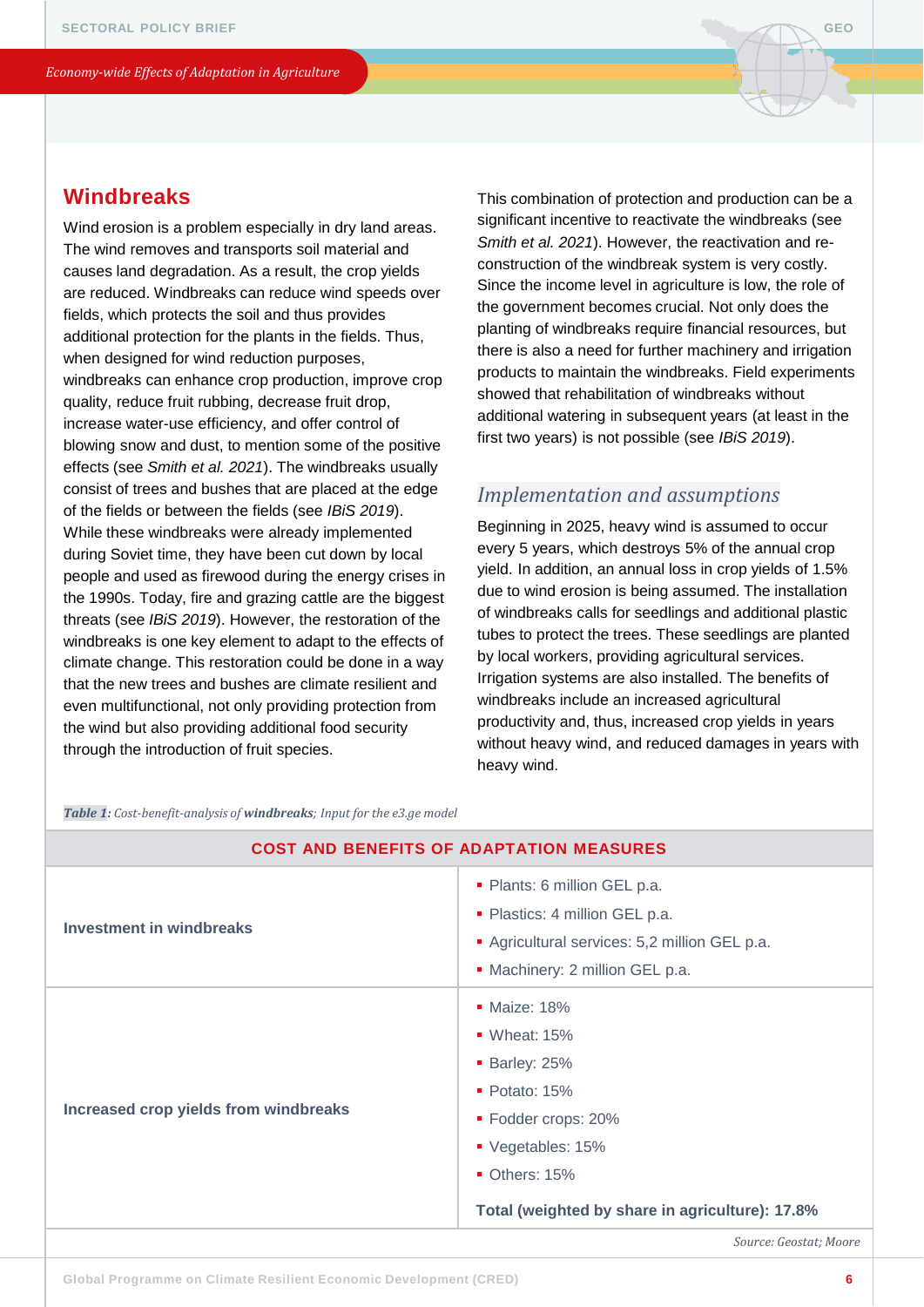## Windbreaks

Wind erosion is a problem especially in dry land areas. The wind removes and transports soil material and causes land degradation. As a result, the crop yields are reduced. Windbreaks can reduce wind speeds over fields, which protects the soil and thus provides additional protection for the plants in the fields. Thus, when designed for wind reduction purposes, windbreaks can enhance crop production, improve crop quality, reduce fruit rubbing, decrease fruit drop, increase water-use efficiency, and offer control of blowing snow and dust, to mention some of the positive effects (see *Smith et al. 2021*). The windbreaks usually consist of trees and bushes that are placed at the edge of the fields or between the fields (see *IBiS 2019*). While these windbreaks were already implemented during Soviet time, they have been cut down by local people and used as firewood during the energy crises in the 1990s. Today, fire and grazing cattle are the biggest threats (see *IBiS 2019*). However, the restoration of the windbreaks is one key element to adapt to the effects of climate change. This restoration could be done in a way that the new trees and bushes are climate resilient and even multifunctional, not only providing protection from the wind but also providing additional food security through the introduction of fruit species.

This combination of protection and production can be a significant incentive to reactivate the windbreaks (see *Smith et al. 2021*). However, the reactivation and re-construction of the windbreak system is very costly. Since the income level in agriculture is low, the role of the government becomes crucial. Not only does the planting of windbreaks require financial resources, but there is also a need for further machinery and irrigation products to maintain the windbreaks. Field experiments showed that rehabilitation of windbreaks without additional watering in subsequent years (at least in the first two years) is not possible (see *IBiS 2019*).

### *Implementation and assumptions*

Beginning in 2025, heavy wind is assumed to occur every 5 years, which destroys 5% of the annual crop yield. In addition, an annual loss in crop yields of 1.5% due to wind erosion is being assumed. The installation of windbreaks calls for seedlings and additional plastic tubes to protect the trees. These seedlings are planted by local workers, providing agricultural services. Irrigation systems are also installed. The benefits of windbreaks include an increased agricultural productivity and, thus, increased crop yields in years without heavy wind, and reduced damages in years with heavy wind.

***Table 1:*** *Cost-benefit-analysis of **windbreaks**; Input for the e3.ge model*

| COST AND BENEFITS OF ADAPTATION MEASURES | |
|---|---|
| **Investment in windbreaks** | ▪ Plants: 6 million GEL p.a.<br>▪ Plastics: 4 million GEL p.a.<br>▪ Agricultural services: 5,2 million GEL p.a.<br>▪ Machinery: 2 million GEL p.a. |
| **Increased crop yields from windbreaks** | ▪ Maize: 18%<br>▪ Wheat: 15%<br>▪ Barley: 25%<br>▪ Potato: 15%<br>▪ Fodder crops: 20%<br>▪ Vegetables: 15%<br>▪ Others: 15%<br>**Total (weighted by share in agriculture): 17.8%** |

*Source: Geostat; Moore*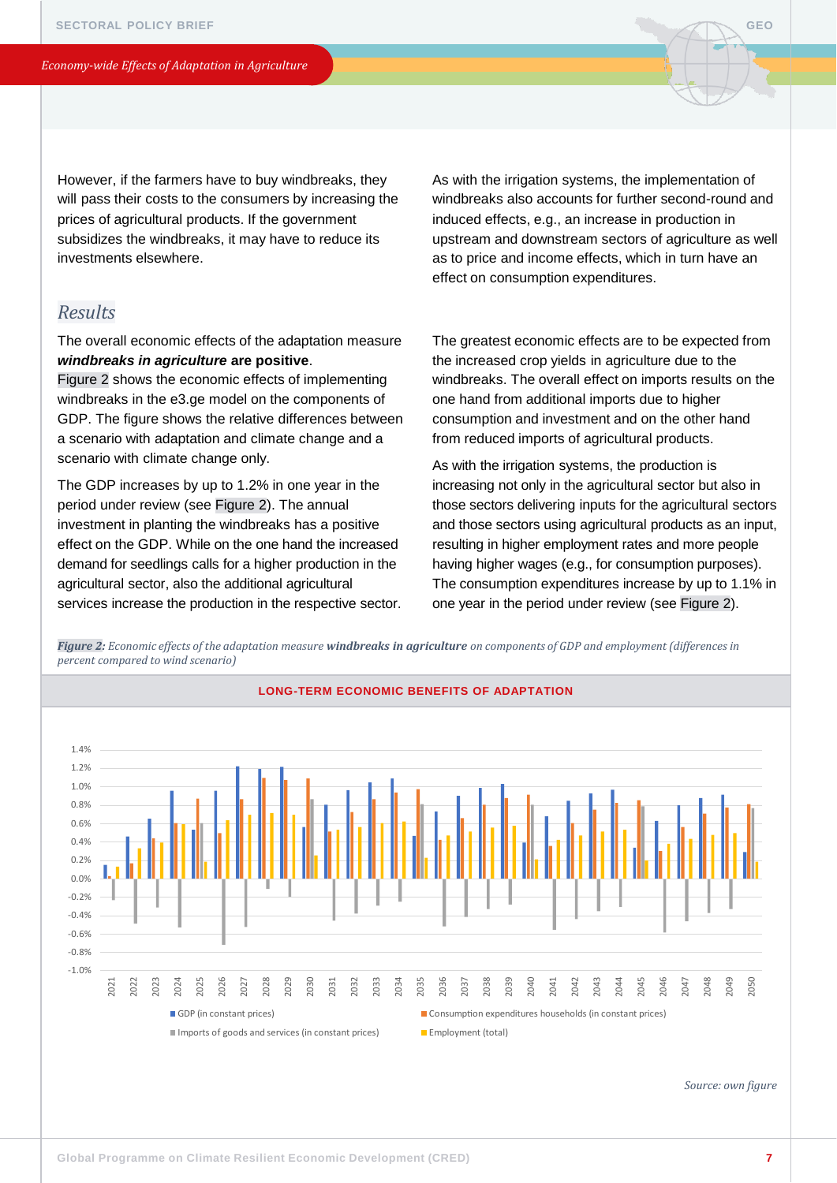However, if the farmers have to buy windbreaks, they will pass their costs to the consumers by increasing the prices of agricultural products. If the government subsidizes the windbreaks, it may have to reduce its investments elsewhere.

As with the irrigation systems, the implementation of windbreaks also accounts for further second-round and induced effects, e.g., an increase in production in upstream and downstream sectors of agriculture as well as to price and income effects, which in turn have an effect on consumption expenditures.

## *Results*

The overall economic effects of the adaptation measure ***windbreaks in agriculture*** **are positive**. Figure 2 shows the economic effects of implementing windbreaks in the e3.ge model on the components of GDP. The figure shows the relative differences between a scenario with adaptation and climate change and a scenario with climate change only.

The GDP increases by up to 1.2% in one year in the period under review (see Figure 2). The annual investment in planting the windbreaks has a positive effect on the GDP. While on the one hand the increased demand for seedlings calls for a higher production in the agricultural sector, also the additional agricultural services increase the production in the respective sector.

The greatest economic effects are to be expected from the increased crop yields in agriculture due to the windbreaks. The overall effect on imports results on the one hand from additional imports due to higher consumption and investment and on the other hand from reduced imports of agricultural products.

As with the irrigation systems, the production is increasing not only in the agricultural sector but also in those sectors delivering inputs for the agricultural sectors and those sectors using agricultural products as an input, resulting in higher employment rates and more people having higher wages (e.g., for consumption purposes). The consumption expenditures increase by up to 1.1% in one year in the period under review (see Figure 2).

***Figure 2:*** *Economic effects of the adaptation measure* ***windbreaks in agriculture*** *on components of GDP and employment (differences in percent compared to wind scenario)*

LONG-TERM ECONOMIC BENEFITS OF ADAPTATION

GDP (in constant prices) · Consumption expenditures households (in constant prices) · Imports of goods and services (in constant prices) · Employment (total)

*Source: own figure*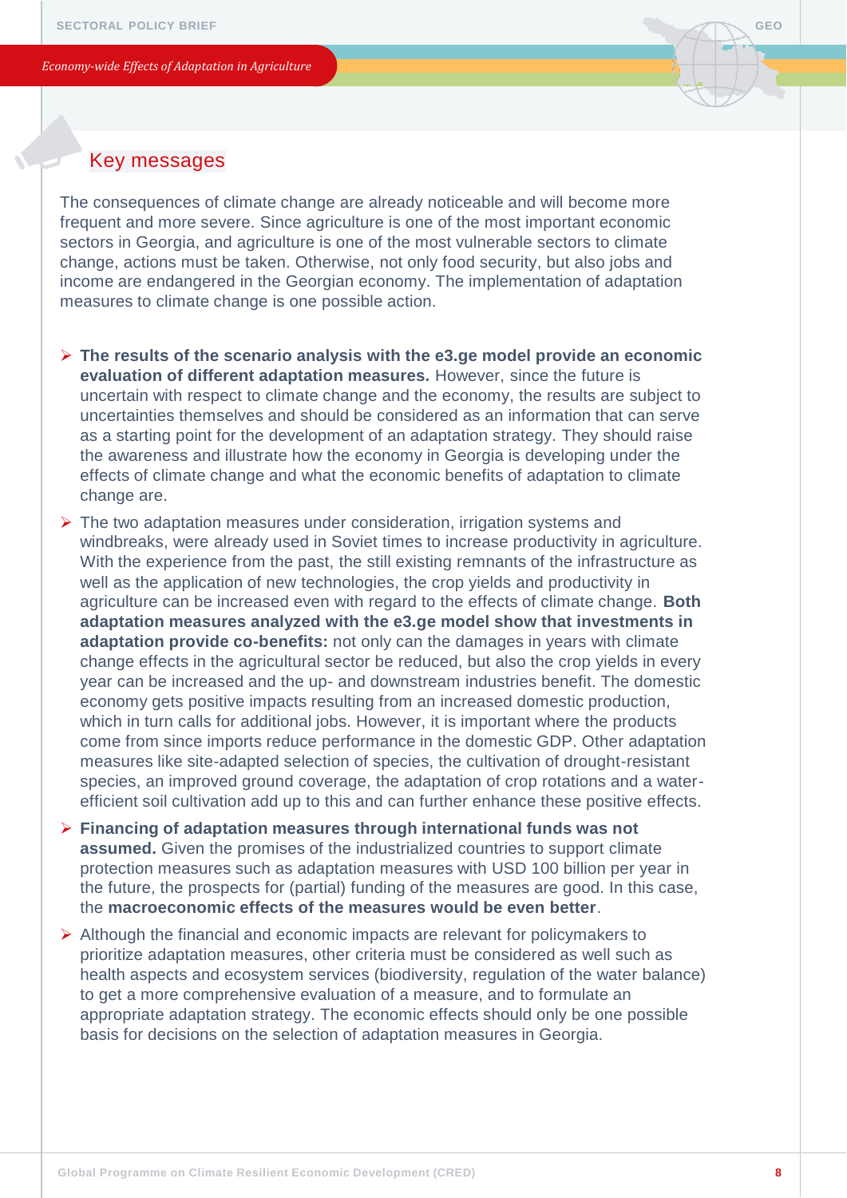## Key messages

The consequences of climate change are already noticeable and will become more frequent and more severe. Since agriculture is one of the most important economic sectors in Georgia, and agriculture is one of the most vulnerable sectors to climate change, actions must be taken. Otherwise, not only food security, but also jobs and income are endangered in the Georgian economy. The implementation of adaptation measures to climate change is one possible action.

- **The results of the scenario analysis with the e3.ge model provide an economic evaluation of different adaptation measures.** However, since the future is uncertain with respect to climate change and the economy, the results are subject to uncertainties themselves and should be considered as an information that can serve as a starting point for the development of an adaptation strategy. They should raise the awareness and illustrate how the economy in Georgia is developing under the effects of climate change and what the economic benefits of adaptation to climate change are.
- The two adaptation measures under consideration, irrigation systems and windbreaks, were already used in Soviet times to increase productivity in agriculture. With the experience from the past, the still existing remnants of the infrastructure as well as the application of new technologies, the crop yields and productivity in agriculture can be increased even with regard to the effects of climate change. **Both adaptation measures analyzed with the e3.ge model show that investments in adaptation provide co-benefits:** not only can the damages in years with climate change effects in the agricultural sector be reduced, but also the crop yields in every year can be increased and the up- and downstream industries benefit. The domestic economy gets positive impacts resulting from an increased domestic production, which in turn calls for additional jobs. However, it is important where the products come from since imports reduce performance in the domestic GDP. Other adaptation measures like site-adapted selection of species, the cultivation of drought-resistant species, an improved ground coverage, the adaptation of crop rotations and a water-efficient soil cultivation add up to this and can further enhance these positive effects.
- **Financing of adaptation measures through international funds was not assumed.** Given the promises of the industrialized countries to support climate protection measures such as adaptation measures with USD 100 billion per year in the future, the prospects for (partial) funding of the measures are good. In this case, the **macroeconomic effects of the measures would be even better**.
- Although the financial and economic impacts are relevant for policymakers to prioritize adaptation measures, other criteria must be considered as well such as health aspects and ecosystem services (biodiversity, regulation of the water balance) to get a more comprehensive evaluation of a measure, and to formulate an appropriate adaptation strategy. The economic effects should only be one possible basis for decisions on the selection of adaptation measures in Georgia.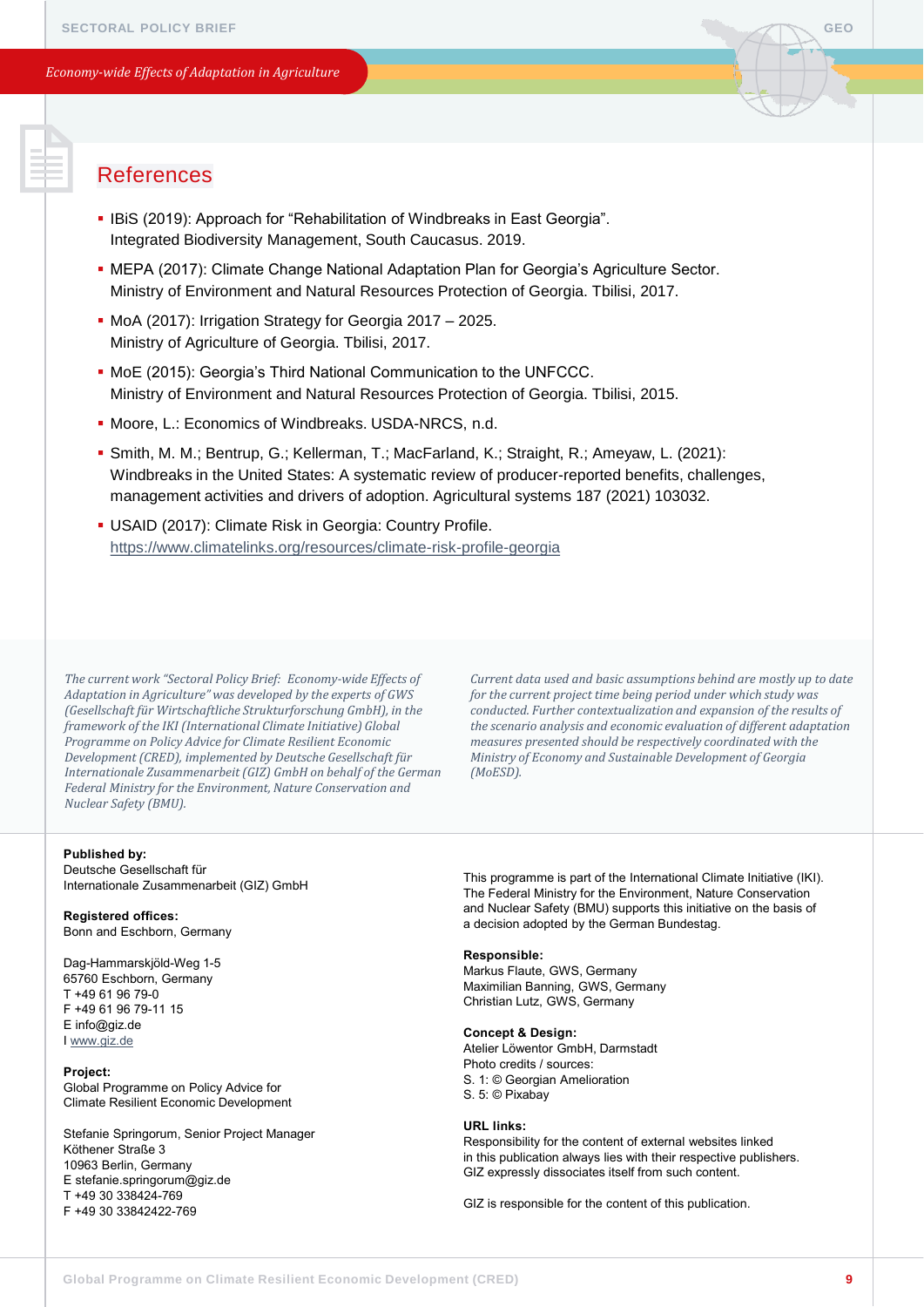# References

- IBiS (2019): Approach for "Rehabilitation of Windbreaks in East Georgia". Integrated Biodiversity Management, South Caucasus. 2019.
- MEPA (2017): Climate Change National Adaptation Plan for Georgia's Agriculture Sector. Ministry of Environment and Natural Resources Protection of Georgia. Tbilisi, 2017.
- MoA (2017): Irrigation Strategy for Georgia 2017 – 2025. Ministry of Agriculture of Georgia. Tbilisi, 2017.
- MoE (2015): Georgia's Third National Communication to the UNFCCC. Ministry of Environment and Natural Resources Protection of Georgia. Tbilisi, 2015.
- Moore, L.: Economics of Windbreaks. USDA-NRCS, n.d.
- Smith, M. M.; Bentrup, G.; Kellerman, T.; MacFarland, K.; Straight, R.; Ameyaw, L. (2021): Windbreaks in the United States: A systematic review of producer-reported benefits, challenges, management activities and drivers of adoption. Agricultural systems 187 (2021) 103032.
- USAID (2017): Climate Risk in Georgia: Country Profile. https://www.climatelinks.org/resources/climate-risk-profile-georgia

*The current work "Sectoral Policy Brief: Economy-wide Effects of Adaptation in Agriculture" was developed by the experts of GWS (Gesellschaft für Wirtschaftliche Strukturforschung GmbH), in the framework of the IKI (International Climate Initiative) Global Programme on Policy Advice for Climate Resilient Economic Development (CRED), implemented by Deutsche Gesellschaft für Internationale Zusammenarbeit (GIZ) GmbH on behalf of the German Federal Ministry for the Environment, Nature Conservation and Nuclear Safety (BMU).*

*Current data used and basic assumptions behind are mostly up to date for the current project time being period under which study was conducted. Further contextualization and expansion of the results of the scenario analysis and economic evaluation of different adaptation measures presented should be respectively coordinated with the Ministry of Economy and Sustainable Development of Georgia (MoESD).*

**Published by:**
Deutsche Gesellschaft für
Internationale Zusammenarbeit (GIZ) GmbH

**Registered offices:**
Bonn and Eschborn, Germany

Dag-Hammarskjöld-Weg 1-5
65760 Eschborn, Germany
T +49 61 96 79-0
F +49 61 96 79-11 15
E info@giz.de
I www.giz.de

**Project:**
Global Programme on Policy Advice for
Climate Resilient Economic Development

Stefanie Springorum, Senior Project Manager
Köthener Straße 3
10963 Berlin, Germany
E stefanie.springorum@giz.de
T +49 30 338424-769
F +49 30 33842422-769

This programme is part of the International Climate Initiative (IKI). The Federal Ministry for the Environment, Nature Conservation and Nuclear Safety (BMU) supports this initiative on the basis of a decision adopted by the German Bundestag.

**Responsible:**
Markus Flaute, GWS, Germany
Maximilian Banning, GWS, Germany
Christian Lutz, GWS, Germany

**Concept & Design:**
Atelier Löwentor GmbH, Darmstadt
Photo credits / sources:
S. 1: © Georgian Amelioration
S. 5: © Pixabay

**URL links:**
Responsibility for the content of external websites linked in this publication always lies with their respective publishers. GIZ expressly dissociates itself from such content.

GIZ is responsible for the content of this publication.